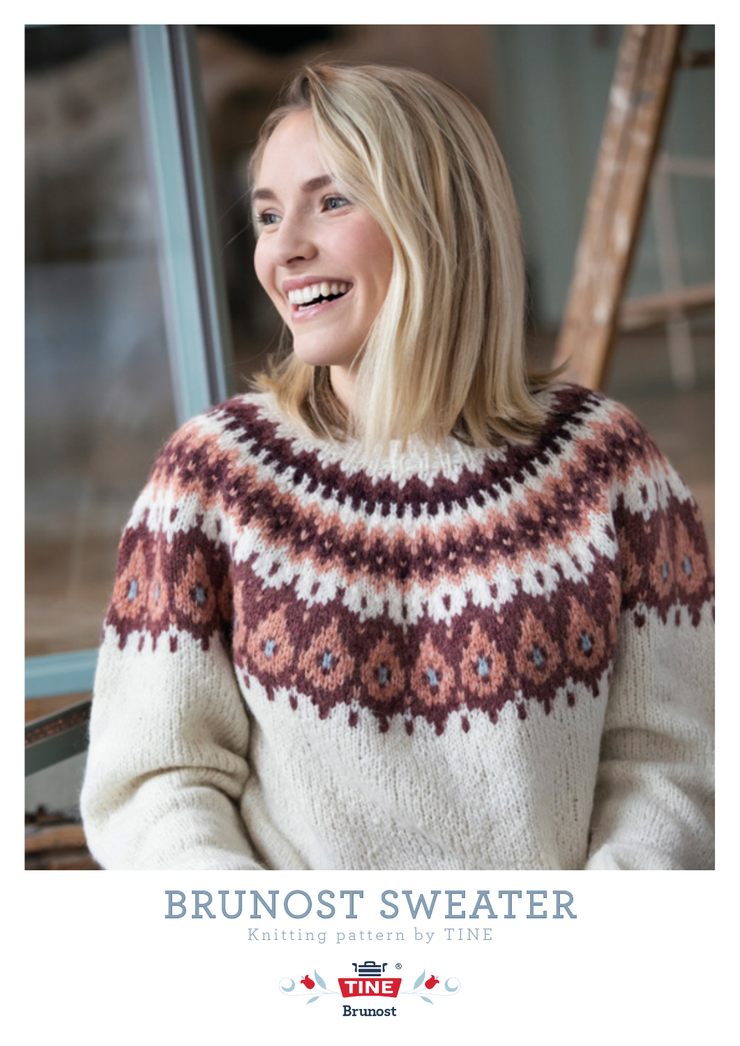# BRUNOST SWEATER

Knitting pattern by TINE

TINE

Brunost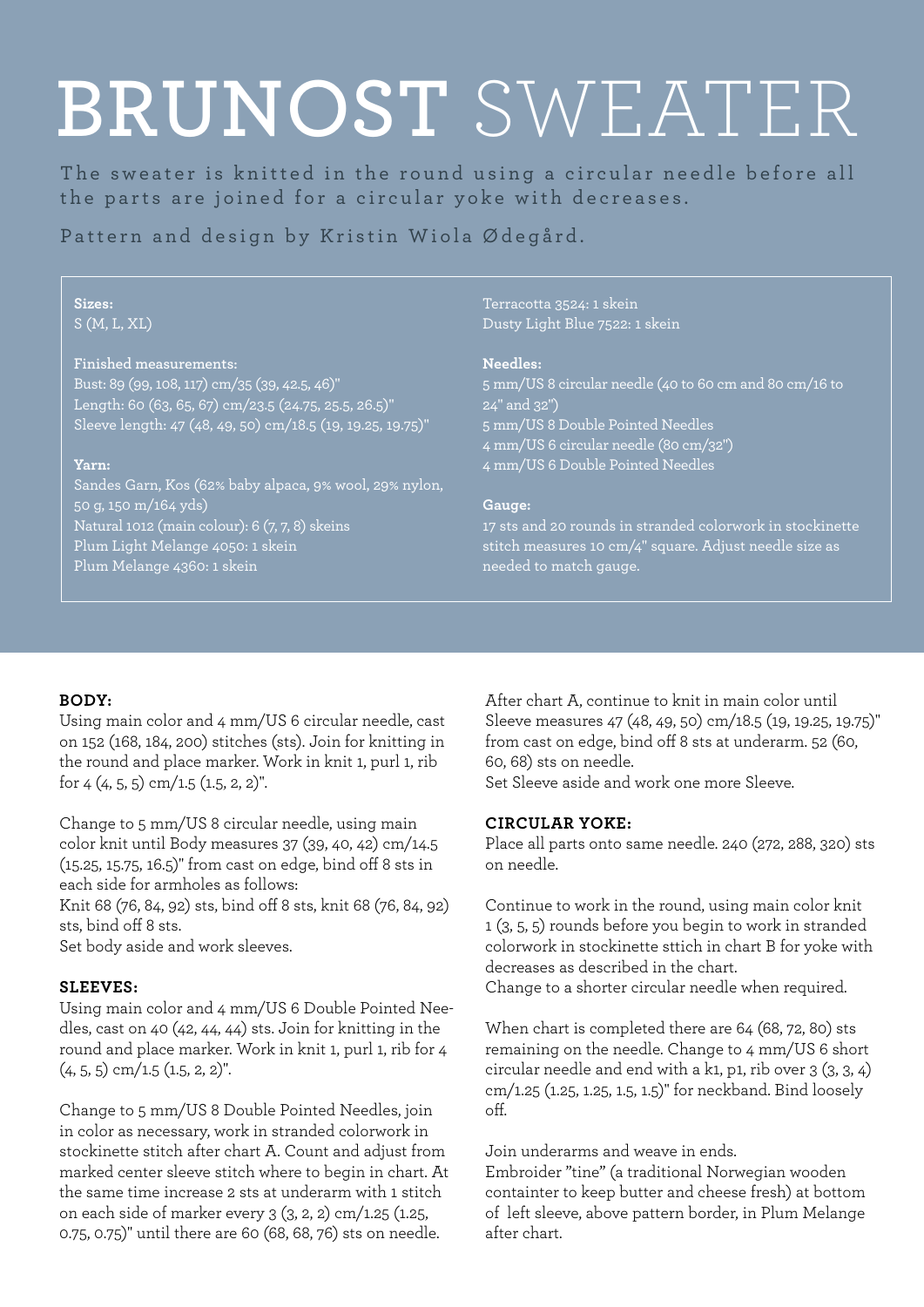# BRUNOST SWEATER

The sweater is knitted in the round using a circular needle before all the parts are joined for a circular yoke with decreases.

Pattern and design by Kristin Wiola Ødegård.

**Sizes:**
S (M, L, XL)

**Finished measurements:**
Bust: 89 (99, 108, 117) cm/35 (39, 42.5, 46)"
Length: 60 (63, 65, 67) cm/23.5 (24.75, 25.5, 26.5)"
Sleeve length: 47 (48, 49, 50) cm/18.5 (19, 19.25, 19.75)"

**Yarn:**
Sandes Garn, Kos (62% baby alpaca, 9% wool, 29% nylon, 50 g, 150 m/164 yds)
Natural 1012 (main colour): 6 (7, 7, 8) skeins
Plum Light Melange 4050: 1 skein
Plum Melange 4360: 1 skein
Terracotta 3524: 1 skein
Dusty Light Blue 7522: 1 skein

**Needles:**
5 mm/US 8 circular needle (40 to 60 cm and 80 cm/16 to 24" and 32")
5 mm/US 8 Double Pointed Needles
4 mm/US 6 circular needle (80 cm/32")
4 mm/US 6 Double Pointed Needles

**Gauge:**
17 sts and 20 rounds in stranded colorwork in stockinette stitch measures 10 cm/4" square. Adjust needle size as needed to match gauge.

**BODY:**
Using main color and 4 mm/US 6 circular needle, cast on 152 (168, 184, 200) stitches (sts). Join for knitting in the round and place marker. Work in knit 1, purl 1, rib for 4 (4, 5, 5) cm/1.5 (1.5, 2, 2)".

Change to 5 mm/US 8 circular needle, using main color knit until Body measures 37 (39, 40, 42) cm/14.5 (15.25, 15.75, 16.5)" from cast on edge, bind off 8 sts in each side for armholes as follows:
Knit 68 (76, 84, 92) sts, bind off 8 sts, knit 68 (76, 84, 92) sts, bind off 8 sts.
Set body aside and work sleeves.

**SLEEVES:**
Using main color and 4 mm/US 6 Double Pointed Needles, cast on 40 (42, 44, 44) sts. Join for knitting in the round and place marker. Work in knit 1, purl 1, rib for 4 (4, 5, 5) cm/1.5 (1.5, 2, 2)".

Change to 5 mm/US 8 Double Pointed Needles, join in color as necessary, work in stranded colorwork in stockinette stitch after chart A. Count and adjust from marked center sleeve stitch where to begin in chart. At the same time increase 2 sts at underarm with 1 stitch on each side of marker every 3 (3, 2, 2) cm/1.25 (1.25, 0.75, 0.75)" until there are 60 (68, 68, 76) sts on needle.

After chart A, continue to knit in main color until Sleeve measures 47 (48, 49, 50) cm/18.5 (19, 19.25, 19.75)" from cast on edge, bind off 8 sts at underarm. 52 (60, 60, 68) sts on needle.
Set Sleeve aside and work one more Sleeve.

**CIRCULAR YOKE:**
Place all parts onto same needle. 240 (272, 288, 320) sts on needle.

Continue to work in the round, using main color knit 1 (3, 5, 5) rounds before you begin to work in stranded colorwork in stockinette sttich in chart B for yoke with decreases as described in the chart.
Change to a shorter circular needle when required.

When chart is completed there are 64 (68, 72, 80) sts remaining on the needle. Change to 4 mm/US 6 short circular needle and end with a k1, p1, rib over 3 (3, 3, 4) cm/1.25 (1.25, 1.25, 1.5, 1.5)" for neckband. Bind loosely off.

Join underarms and weave in ends.
Embroider "tine" (a traditional Norwegian wooden containter to keep butter and cheese fresh) at bottom of left sleeve, above pattern border, in Plum Melange after chart.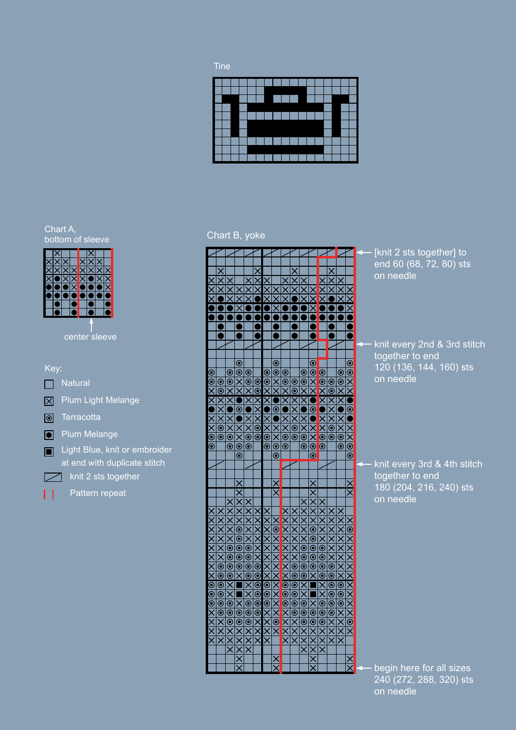Tine

Chart A,
bottom of sleeve

center sleeve

Key:

- Natural
- Plum Light Melange
- Terracotta
- Plum Melange
- Light Blue, knit or embroider at end with duplicate stitch
- knit 2 sts together
- Pattern repeat

Chart B, yoke

[knit 2 sts together] to end 60 (68, 72, 80) sts on needle

knit every 2nd & 3rd stitch together to end 120 (136, 144, 160) sts on needle

knit every 3rd & 4th stitch together to end 180 (204, 216, 240) sts on needle

begin here for all sizes 240 (272, 288, 320) sts on needle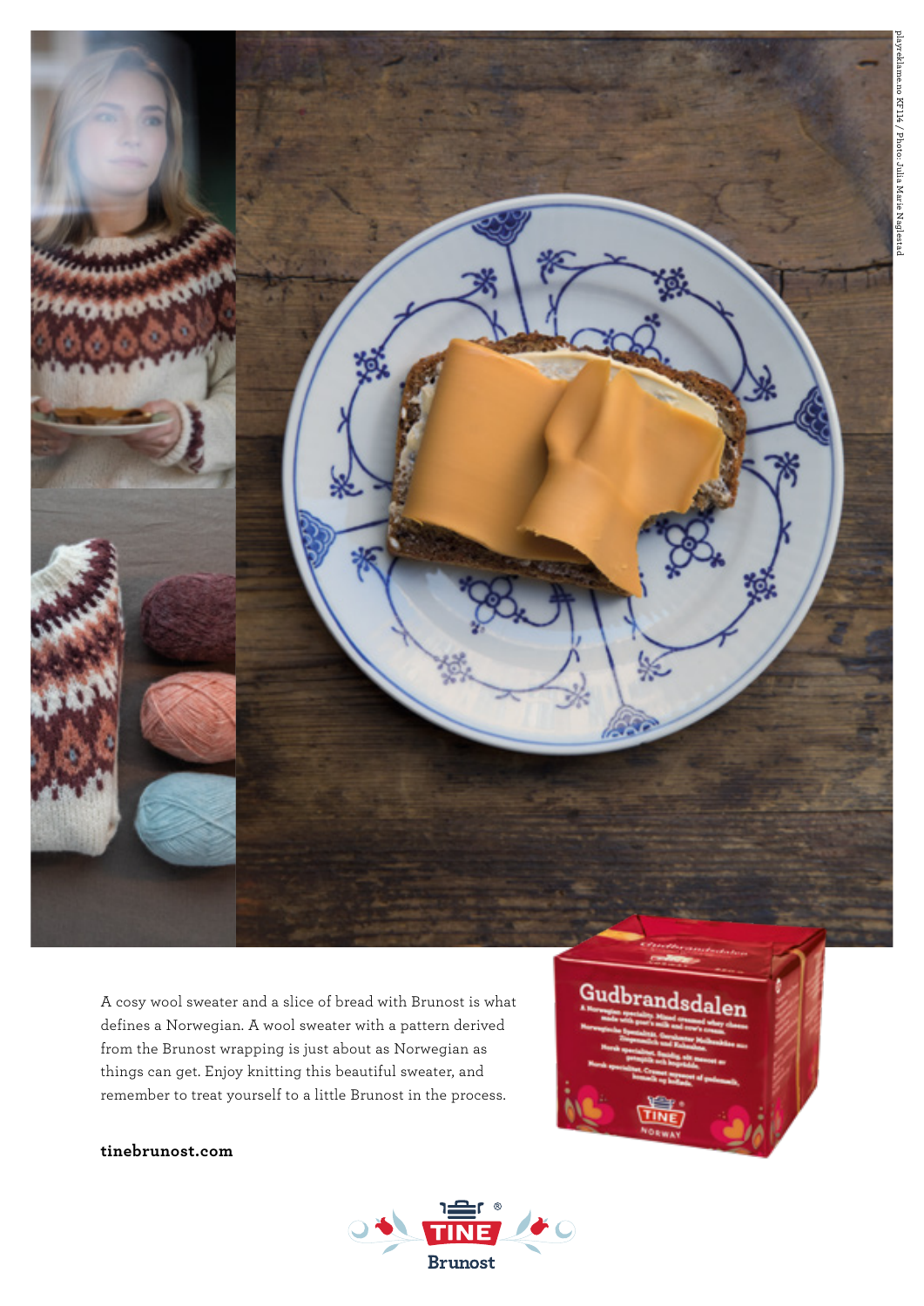A cosy wool sweater and a slice of bread with Brunost is what defines a Norwegian. A wool sweater with a pattern derived from the Brunost wrapping is just about as Norwegian as things can get. Enjoy knitting this beautiful sweater, and remember to treat yourself to a little Brunost in the process.

**tinebrunost.com**

TINE® Brunost

playreklame.no KF114 / Photo: Julia Marie Naglestad